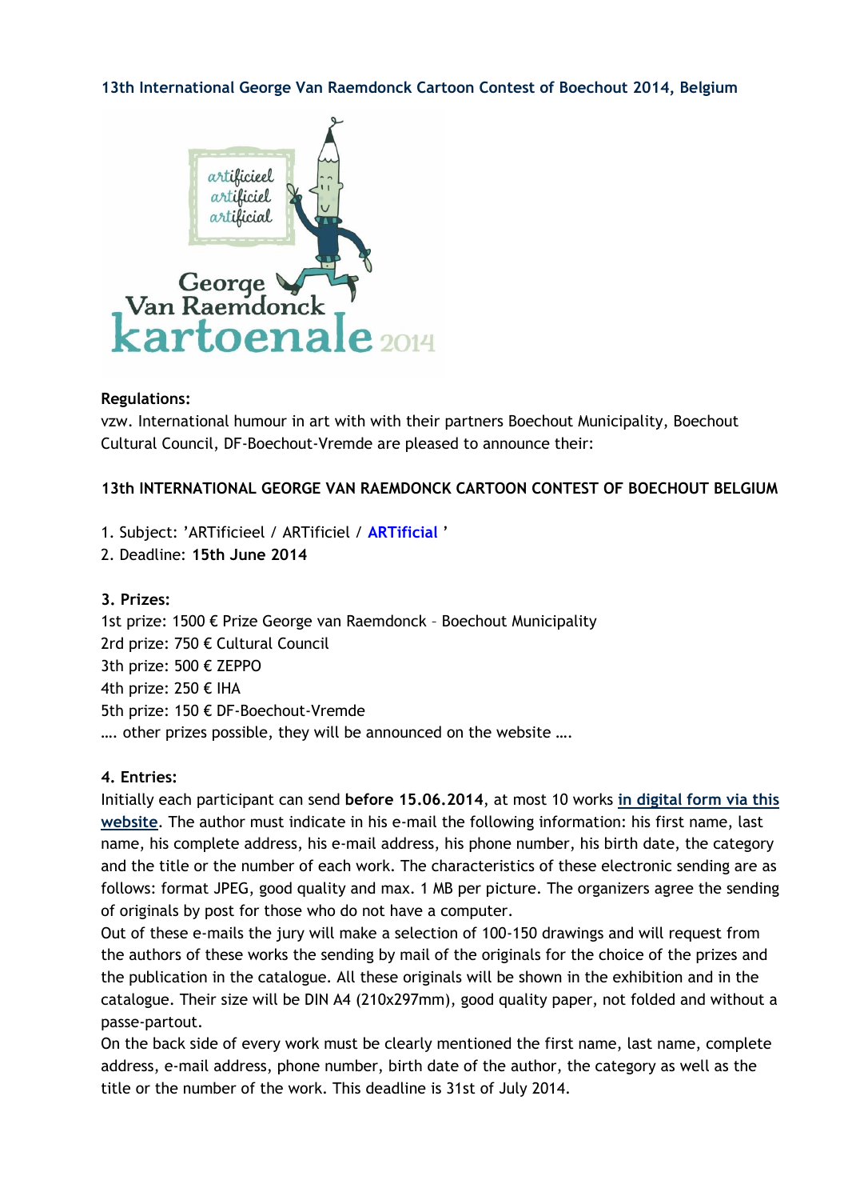**13th International George Van Raemdonck Cartoon Contest of Boechout 2014, Belgium**

**Regulations:**
vzw. International humour in art with with their partners Boechout Municipality, Boechout Cultural Council, DF-Boechout-Vremde are pleased to announce their:

**13th INTERNATIONAL GEORGE VAN RAEMDONCK CARTOON CONTEST OF BOECHOUT BELGIUM**

1. Subject: 'ARTificieel / ARTificiel / **ARTificial** '
2. Deadline: **15th June 2014**

**3. Prizes:**
1st prize: 1500 € Prize George van Raemdonck – Boechout Municipality
2rd prize: 750 € Cultural Council
3th prize: 500 € ZEPPO
4th prize: 250 € IHA
5th prize: 150 € DF-Boechout-Vremde
…. other prizes possible, they will be announced on the website ….

**4. Entries:**
Initially each participant can send **before 15.06.2014**, at most 10 works **in digital form via this website**. The author must indicate in his e-mail the following information: his first name, last name, his complete address, his e-mail address, his phone number, his birth date, the category and the title or the number of each work. The characteristics of these electronic sending are as follows: format JPEG, good quality and max. 1 MB per picture. The organizers agree the sending of originals by post for those who do not have a computer.
Out of these e-mails the jury will make a selection of 100-150 drawings and will request from the authors of these works the sending by mail of the originals for the choice of the prizes and the publication in the catalogue. All these originals will be shown in the exhibition and in the catalogue. Their size will be DIN A4 (210x297mm), good quality paper, not folded and without a passe-partout.
On the back side of every work must be clearly mentioned the first name, last name, complete address, e-mail address, phone number, birth date of the author, the category as well as the title or the number of the work. This deadline is 31st of July 2014.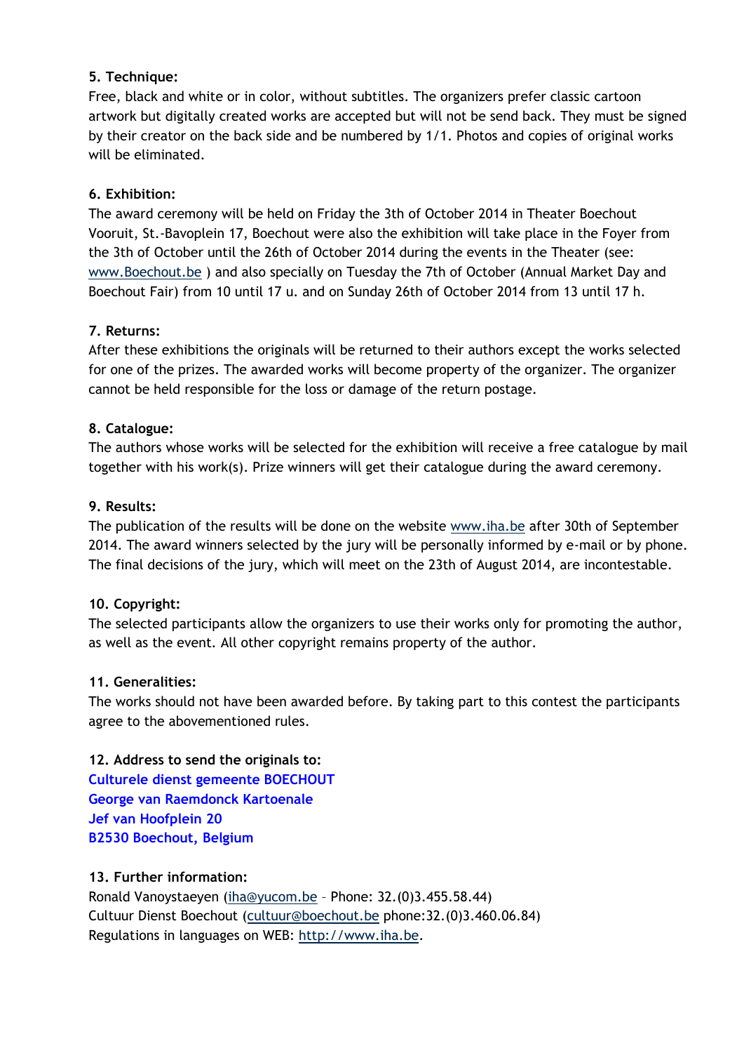**5. Technique:**
Free, black and white or in color, without subtitles. The organizers prefer classic cartoon artwork but digitally created works are accepted but will not be send back. They must be signed by their creator on the back side and be numbered by 1/1. Photos and copies of original works will be eliminated.

**6. Exhibition:**
The award ceremony will be held on Friday the 3th of October 2014 in Theater Boechout Vooruit, St.-Bavoplein 17, Boechout were also the exhibition will take place in the Foyer from the 3th of October until the 26th of October 2014 during the events in the Theater (see: www.Boechout.be ) and also specially on Tuesday the 7th of October (Annual Market Day and Boechout Fair) from 10 until 17 u. and on Sunday 26th of October 2014 from 13 until 17 h.

**7. Returns:**
After these exhibitions the originals will be returned to their authors except the works selected for one of the prizes. The awarded works will become property of the organizer. The organizer cannot be held responsible for the loss or damage of the return postage.

**8. Catalogue:**
The authors whose works will be selected for the exhibition will receive a free catalogue by mail together with his work(s). Prize winners will get their catalogue during the award ceremony.

**9. Results:**
The publication of the results will be done on the website www.iha.be after 30th of September 2014. The award winners selected by the jury will be personally informed by e-mail or by phone. The final decisions of the jury, which will meet on the 23th of August 2014, are incontestable.

**10. Copyright:**
The selected participants allow the organizers to use their works only for promoting the author, as well as the event. All other copyright remains property of the author.

**11. Generalities:**
The works should not have been awarded before. By taking part to this contest the participants agree to the abovementioned rules.

**12. Address to send the originals to:**
**Culturele dienst gemeente BOECHOUT**
**George van Raemdonck Kartoenale**
**Jef van Hoofplein 20**
**B2530 Boechout, Belgium**

**13. Further information:**
Ronald Vanoystaeyen (iha@yucom.be – Phone: 32.(0)3.455.58.44)
Cultuur Dienst Boechout (cultuur@boechout.be phone:32.(0)3.460.06.84)
Regulations in languages on WEB: http://www.iha.be.